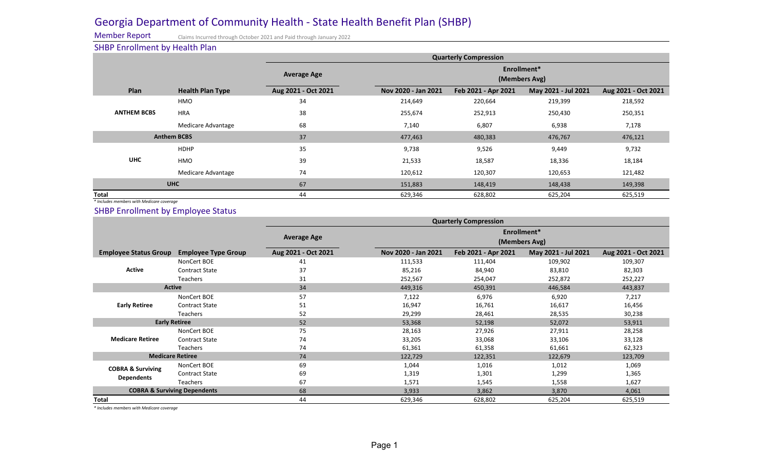# Georgia Department of Community Health - State Health Benefit Plan (SHBP)

**Member Report** Claims Incurred through October 2021 and Paid through January 2022

## SHBP Enrollment by Health Plan

| | | Average Age | Quarterly Compression Enrollment* (Members Avg) | | | |
|---|---|---|---|---|---|---|
| **Plan** | **Health Plan Type** | **Aug 2021 - Oct 2021** | **Nov 2020 - Jan 2021** | **Feb 2021 - Apr 2021** | **May 2021 - Jul 2021** | **Aug 2021 - Oct 2021** |
| **ANTHEM BCBS** | HMO | 34 | 214,649 | 220,664 | 219,399 | 218,592 |
| | HRA | 38 | 255,674 | 252,913 | 250,430 | 250,351 |
| | Medicare Advantage | 68 | 7,140 | 6,807 | 6,938 | 7,178 |
| **Anthem BCBS** | | 37 | 477,463 | 480,383 | 476,767 | 476,121 |
| **UHC** | HDHP | 35 | 9,738 | 9,526 | 9,449 | 9,732 |
| | HMO | 39 | 21,533 | 18,587 | 18,336 | 18,184 |
| | Medicare Advantage | 74 | 120,612 | 120,307 | 120,653 | 121,482 |
| **UHC** | | 67 | 151,883 | 148,419 | 148,438 | 149,398 |
| **Total** | | 44 | 629,346 | 628,802 | 625,204 | 625,519 |

*\* Includes members with Medicare coverage*

## SHBP Enrollment by Employee Status

| | | Average Age | Quarterly Compression Enrollment* (Members Avg) | | | |
|---|---|---|---|---|---|---|
| **Employee Status Group** | **Employee Type Group** | **Aug 2021 - Oct 2021** | **Nov 2020 - Jan 2021** | **Feb 2021 - Apr 2021** | **May 2021 - Jul 2021** | **Aug 2021 - Oct 2021** |
| **Active** | NonCert BOE | 41 | 111,533 | 111,404 | 109,902 | 109,307 |
| | Contract State | 37 | 85,216 | 84,940 | 83,810 | 82,303 |
| | Teachers | 31 | 252,567 | 254,047 | 252,872 | 252,227 |
| **Active** | | 34 | 449,316 | 450,391 | 446,584 | 443,837 |
| **Early Retiree** | NonCert BOE | 57 | 7,122 | 6,976 | 6,920 | 7,217 |
| | Contract State | 51 | 16,947 | 16,761 | 16,617 | 16,456 |
| | Teachers | 52 | 29,299 | 28,461 | 28,535 | 30,238 |
| **Early Retiree** | | 52 | 53,368 | 52,198 | 52,072 | 53,911 |
| **Medicare Retiree** | NonCert BOE | 75 | 28,163 | 27,926 | 27,911 | 28,258 |
| | Contract State | 74 | 33,205 | 33,068 | 33,106 | 33,128 |
| | Teachers | 74 | 61,361 | 61,358 | 61,661 | 62,323 |
| **Medicare Retiree** | | 74 | 122,729 | 122,351 | 122,679 | 123,709 |
| **COBRA & Surviving Dependents** | NonCert BOE | 69 | 1,044 | 1,016 | 1,012 | 1,069 |
| | Contract State | 69 | 1,319 | 1,301 | 1,299 | 1,365 |
| | Teachers | 67 | 1,571 | 1,545 | 1,558 | 1,627 |
| **COBRA & Surviving Dependents** | | 68 | 3,933 | 3,862 | 3,870 | 4,061 |
| **Total** | | 44 | 629,346 | 628,802 | 625,204 | 625,519 |

*\* Includes members with Medicare coverage*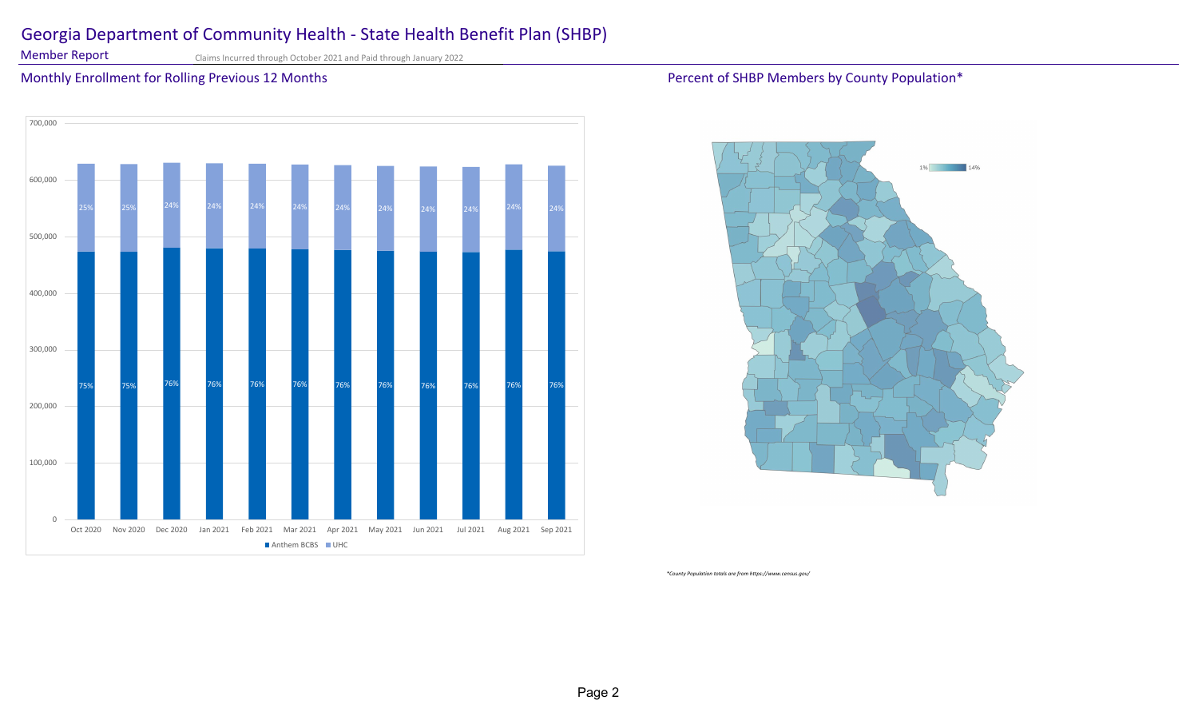# Georgia Department of Community Health - State Health Benefit Plan (SHBP)

## Member Report

Claims Incurred through October 2021 and Paid through January 2022

### Monthly Enrollment for Rolling Previous 12 Months

700,000
600,000
500,000
400,000
300,000
200,000
100,000
0

Oct 2020: 75% / 25%
Nov 2020: 75% / 25%
Dec 2020: 76% / 24%
Jan 2021: 76% / 24%
Feb 2021: 76% / 24%
Mar 2021: 76% / 24%
Apr 2021: 76% / 24%
May 2021: 76% / 24%
Jun 2021: 76% / 24%
Jul 2021: 76% / 24%
Aug 2021: 76% / 24%
Sep 2021: 76% / 24%

Anthem BCBS
UHC

### Percent of SHBP Members by County Population*

1%
14%

*County Population totals are from https://www.census.gov/*